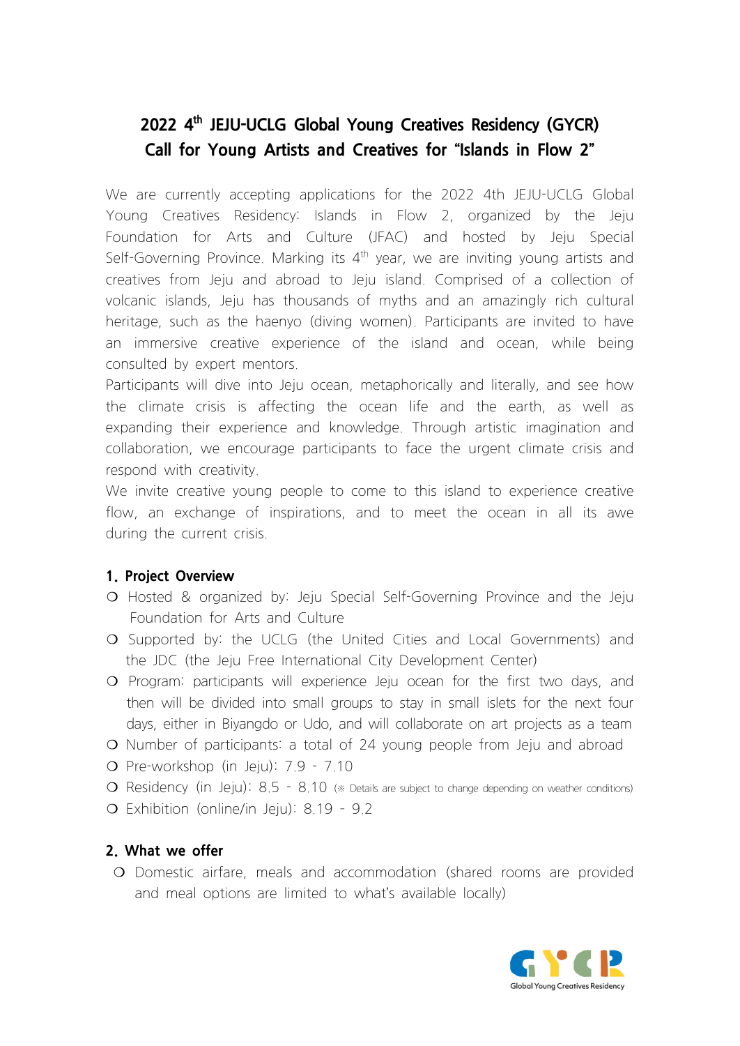# 2022 4th JEJU-UCLG Global Young Creatives Residency (GYCR)
# Call for Young Artists and Creatives for "Islands in Flow 2"

We are currently accepting applications for the 2022 4th JEJU-UCLG Global Young Creatives Residency: Islands in Flow 2, organized by the Jeju Foundation for Arts and Culture (JFAC) and hosted by Jeju Special Self-Governing Province. Marking its 4th year, we are inviting young artists and creatives from Jeju and abroad to Jeju island. Comprised of a collection of volcanic islands, Jeju has thousands of myths and an amazingly rich cultural heritage, such as the haenyo (diving women). Participants are invited to have an immersive creative experience of the island and ocean, while being consulted by expert mentors.

Participants will dive into Jeju ocean, metaphorically and literally, and see how the climate crisis is affecting the ocean life and the earth, as well as expanding their experience and knowledge. Through artistic imagination and collaboration, we encourage participants to face the urgent climate crisis and respond with creativity.

We invite creative young people to come to this island to experience creative flow, an exchange of inspirations, and to meet the ocean in all its awe during the current crisis.

## 1. Project Overview

- Hosted & organized by: Jeju Special Self-Governing Province and the Jeju Foundation for Arts and Culture
- Supported by: the UCLG (the United Cities and Local Governments) and the JDC (the Jeju Free International City Development Center)
- Program: participants will experience Jeju ocean for the first two days, and then will be divided into small groups to stay in small islets for the next four days, either in Biyangdo or Udo, and will collaborate on art projects as a team
- Number of participants: a total of 24 young people from Jeju and abroad
- Pre-workshop (in Jeju): 7.9 - 7.10
- Residency (in Jeju): 8.5 - 8.10 (※ Details are subject to change depending on weather conditions)
- Exhibition (online/in Jeju): 8.19 - 9.2

## 2. What we offer

- Domestic airfare, meals and accommodation (shared rooms are provided and meal options are limited to what's available locally)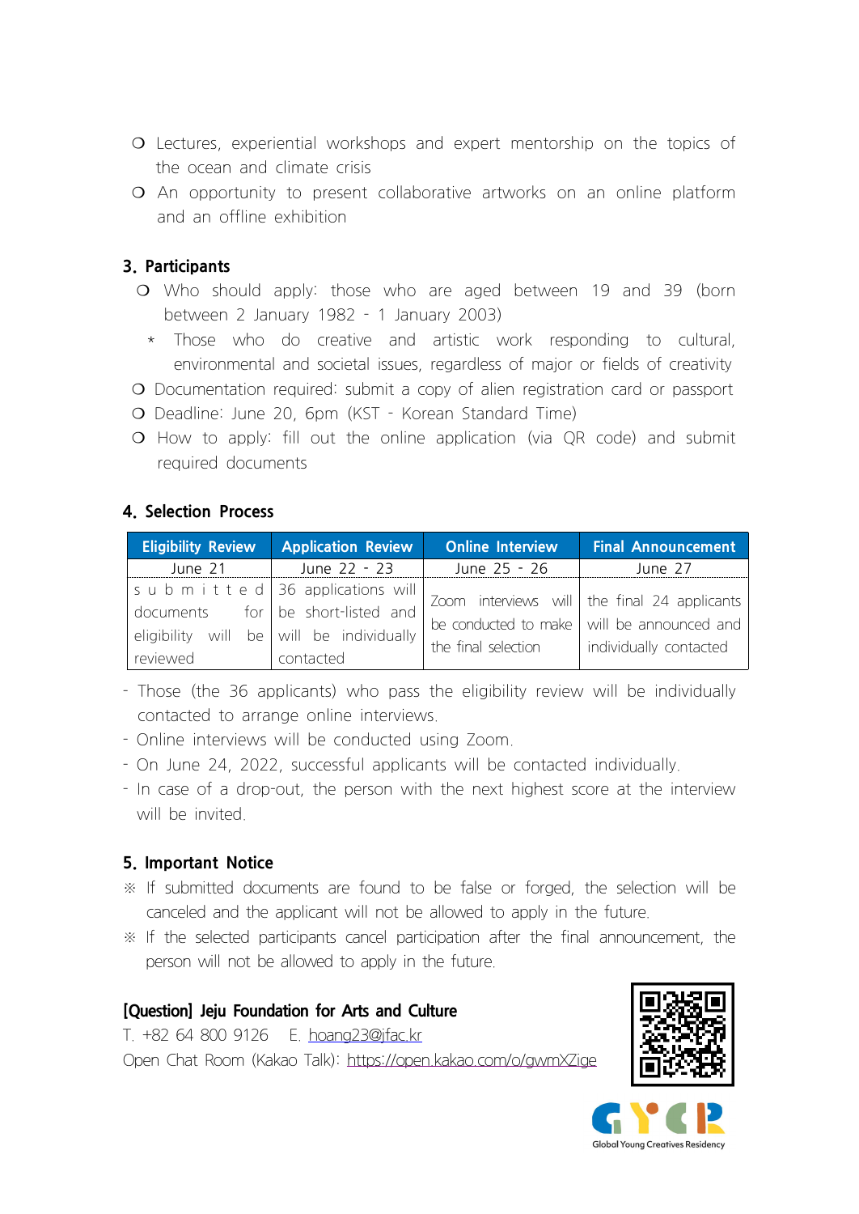- ❍ Lectures, experiential workshops and expert mentorship on the topics of the ocean and climate crisis
- ❍ An opportunity to present collaborative artworks on an online platform and an offline exhibition

### 3. Participants

- ❍ Who should apply: those who are aged between 19 and 39 (born between 2 January 1982 - 1 January 2003)
  - * Those who do creative and artistic work responding to cultural, environmental and societal issues, regardless of major or fields of creativity
- ❍ Documentation required: submit a copy of alien registration card or passport
- ❍ Deadline: June 20, 6pm (KST - Korean Standard Time)
- ❍ How to apply: fill out the online application (via QR code) and submit required documents

### 4. Selection Process

| Eligibility Review | Application Review | Online Interview | Final Announcement |
|---|---|---|---|
| June 21 | June 22 - 23 | June 25 - 26 | June 27 |
| submitted documents for eligibility will be reviewed | 36 applications will be short-listed and will be individually contacted | Zoom interviews will be conducted to make the final selection | the final 24 applicants will be announced and individually contacted |

- Those (the 36 applicants) who pass the eligibility review will be individually contacted to arrange online interviews.
- Online interviews will be conducted using Zoom.
- On June 24, 2022, successful applicants will be contacted individually.
- In case of a drop-out, the person with the next highest score at the interview will be invited.

### 5. Important Notice

※ If submitted documents are found to be false or forged, the selection will be canceled and the applicant will not be allowed to apply in the future.

※ If the selected participants cancel participation after the final announcement, the person will not be allowed to apply in the future.

**[Question] Jeju Foundation for Arts and Culture**

T. +82 64 800 9126 E. hoang23@jfac.kr

Open Chat Room (Kakao Talk): https://open.kakao.com/o/gwmXZige

Global Young Creatives Residency